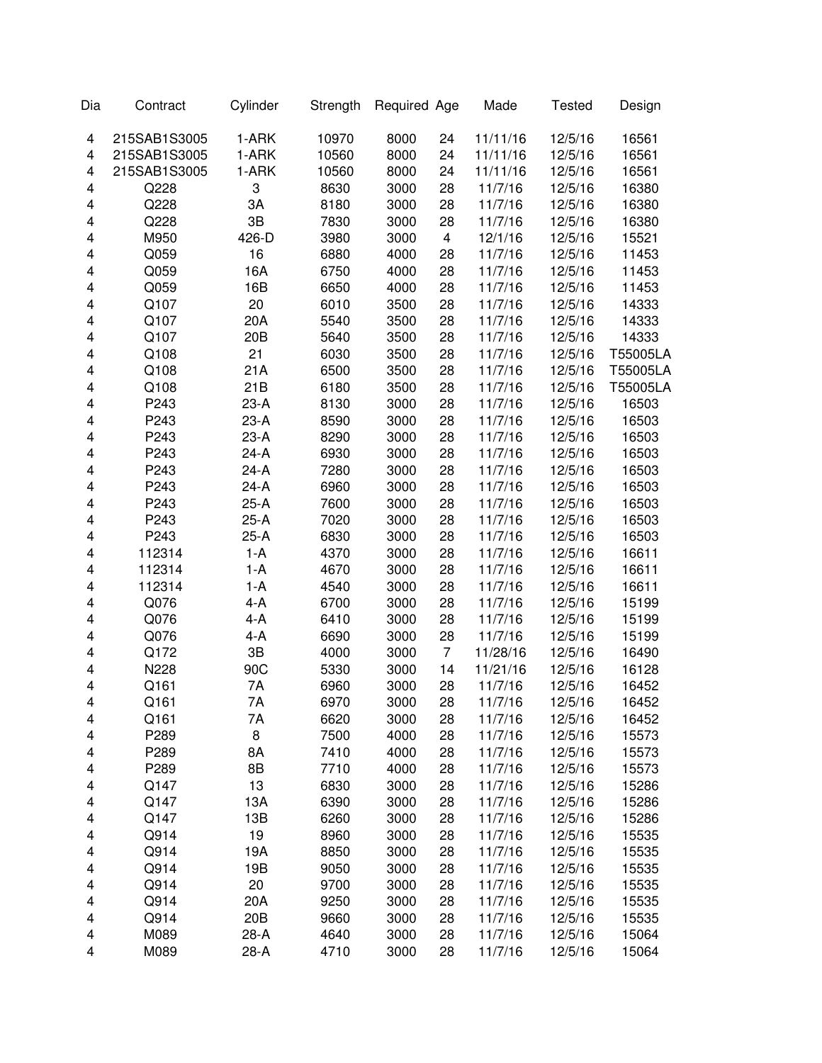| Dia | Contract | Cylinder | Strength | Required | Age | Made | Tested | Design |
|---|---|---|---|---|---|---|---|---|
| 4 | 215SAB1S3005 | 1-ARK | 10970 | 8000 | 24 | 11/11/16 | 12/5/16 | 16561 |
| 4 | 215SAB1S3005 | 1-ARK | 10560 | 8000 | 24 | 11/11/16 | 12/5/16 | 16561 |
| 4 | 215SAB1S3005 | 1-ARK | 10560 | 8000 | 24 | 11/11/16 | 12/5/16 | 16561 |
| 4 | Q228 | 3 | 8630 | 3000 | 28 | 11/7/16 | 12/5/16 | 16380 |
| 4 | Q228 | 3A | 8180 | 3000 | 28 | 11/7/16 | 12/5/16 | 16380 |
| 4 | Q228 | 3B | 7830 | 3000 | 28 | 11/7/16 | 12/5/16 | 16380 |
| 4 | M950 | 426-D | 3980 | 3000 | 4 | 12/1/16 | 12/5/16 | 15521 |
| 4 | Q059 | 16 | 6880 | 4000 | 28 | 11/7/16 | 12/5/16 | 11453 |
| 4 | Q059 | 16A | 6750 | 4000 | 28 | 11/7/16 | 12/5/16 | 11453 |
| 4 | Q059 | 16B | 6650 | 4000 | 28 | 11/7/16 | 12/5/16 | 11453 |
| 4 | Q107 | 20 | 6010 | 3500 | 28 | 11/7/16 | 12/5/16 | 14333 |
| 4 | Q107 | 20A | 5540 | 3500 | 28 | 11/7/16 | 12/5/16 | 14333 |
| 4 | Q107 | 20B | 5640 | 3500 | 28 | 11/7/16 | 12/5/16 | 14333 |
| 4 | Q108 | 21 | 6030 | 3500 | 28 | 11/7/16 | 12/5/16 | T55005LA |
| 4 | Q108 | 21A | 6500 | 3500 | 28 | 11/7/16 | 12/5/16 | T55005LA |
| 4 | Q108 | 21B | 6180 | 3500 | 28 | 11/7/16 | 12/5/16 | T55005LA |
| 4 | P243 | 23-A | 8130 | 3000 | 28 | 11/7/16 | 12/5/16 | 16503 |
| 4 | P243 | 23-A | 8590 | 3000 | 28 | 11/7/16 | 12/5/16 | 16503 |
| 4 | P243 | 23-A | 8290 | 3000 | 28 | 11/7/16 | 12/5/16 | 16503 |
| 4 | P243 | 24-A | 6930 | 3000 | 28 | 11/7/16 | 12/5/16 | 16503 |
| 4 | P243 | 24-A | 7280 | 3000 | 28 | 11/7/16 | 12/5/16 | 16503 |
| 4 | P243 | 24-A | 6960 | 3000 | 28 | 11/7/16 | 12/5/16 | 16503 |
| 4 | P243 | 25-A | 7600 | 3000 | 28 | 11/7/16 | 12/5/16 | 16503 |
| 4 | P243 | 25-A | 7020 | 3000 | 28 | 11/7/16 | 12/5/16 | 16503 |
| 4 | P243 | 25-A | 6830 | 3000 | 28 | 11/7/16 | 12/5/16 | 16503 |
| 4 | 112314 | 1-A | 4370 | 3000 | 28 | 11/7/16 | 12/5/16 | 16611 |
| 4 | 112314 | 1-A | 4670 | 3000 | 28 | 11/7/16 | 12/5/16 | 16611 |
| 4 | 112314 | 1-A | 4540 | 3000 | 28 | 11/7/16 | 12/5/16 | 16611 |
| 4 | Q076 | 4-A | 6700 | 3000 | 28 | 11/7/16 | 12/5/16 | 15199 |
| 4 | Q076 | 4-A | 6410 | 3000 | 28 | 11/7/16 | 12/5/16 | 15199 |
| 4 | Q076 | 4-A | 6690 | 3000 | 28 | 11/7/16 | 12/5/16 | 15199 |
| 4 | Q172 | 3B | 4000 | 3000 | 7 | 11/28/16 | 12/5/16 | 16490 |
| 4 | N228 | 90C | 5330 | 3000 | 14 | 11/21/16 | 12/5/16 | 16128 |
| 4 | Q161 | 7A | 6960 | 3000 | 28 | 11/7/16 | 12/5/16 | 16452 |
| 4 | Q161 | 7A | 6970 | 3000 | 28 | 11/7/16 | 12/5/16 | 16452 |
| 4 | Q161 | 7A | 6620 | 3000 | 28 | 11/7/16 | 12/5/16 | 16452 |
| 4 | P289 | 8 | 7500 | 4000 | 28 | 11/7/16 | 12/5/16 | 15573 |
| 4 | P289 | 8A | 7410 | 4000 | 28 | 11/7/16 | 12/5/16 | 15573 |
| 4 | P289 | 8B | 7710 | 4000 | 28 | 11/7/16 | 12/5/16 | 15573 |
| 4 | Q147 | 13 | 6830 | 3000 | 28 | 11/7/16 | 12/5/16 | 15286 |
| 4 | Q147 | 13A | 6390 | 3000 | 28 | 11/7/16 | 12/5/16 | 15286 |
| 4 | Q147 | 13B | 6260 | 3000 | 28 | 11/7/16 | 12/5/16 | 15286 |
| 4 | Q914 | 19 | 8960 | 3000 | 28 | 11/7/16 | 12/5/16 | 15535 |
| 4 | Q914 | 19A | 8850 | 3000 | 28 | 11/7/16 | 12/5/16 | 15535 |
| 4 | Q914 | 19B | 9050 | 3000 | 28 | 11/7/16 | 12/5/16 | 15535 |
| 4 | Q914 | 20 | 9700 | 3000 | 28 | 11/7/16 | 12/5/16 | 15535 |
| 4 | Q914 | 20A | 9250 | 3000 | 28 | 11/7/16 | 12/5/16 | 15535 |
| 4 | Q914 | 20B | 9660 | 3000 | 28 | 11/7/16 | 12/5/16 | 15535 |
| 4 | M089 | 28-A | 4640 | 3000 | 28 | 11/7/16 | 12/5/16 | 15064 |
| 4 | M089 | 28-A | 4710 | 3000 | 28 | 11/7/16 | 12/5/16 | 15064 |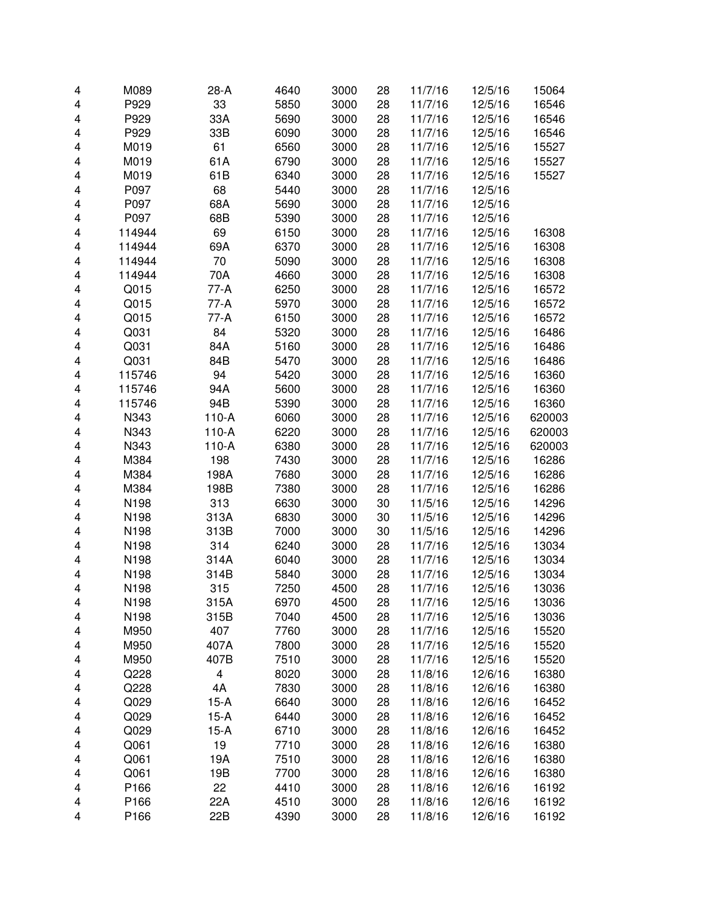| | | | | | | | | |
|---|---|---|---|---|---|---|---|---|
| 4 | M089 | 28-A | 4640 | 3000 | 28 | 11/7/16 | 12/5/16 | 15064 |
| 4 | P929 | 33 | 5850 | 3000 | 28 | 11/7/16 | 12/5/16 | 16546 |
| 4 | P929 | 33A | 5690 | 3000 | 28 | 11/7/16 | 12/5/16 | 16546 |
| 4 | P929 | 33B | 6090 | 3000 | 28 | 11/7/16 | 12/5/16 | 16546 |
| 4 | M019 | 61 | 6560 | 3000 | 28 | 11/7/16 | 12/5/16 | 15527 |
| 4 | M019 | 61A | 6790 | 3000 | 28 | 11/7/16 | 12/5/16 | 15527 |
| 4 | M019 | 61B | 6340 | 3000 | 28 | 11/7/16 | 12/5/16 | 15527 |
| 4 | P097 | 68 | 5440 | 3000 | 28 | 11/7/16 | 12/5/16 | |
| 4 | P097 | 68A | 5690 | 3000 | 28 | 11/7/16 | 12/5/16 | |
| 4 | P097 | 68B | 5390 | 3000 | 28 | 11/7/16 | 12/5/16 | |
| 4 | 114944 | 69 | 6150 | 3000 | 28 | 11/7/16 | 12/5/16 | 16308 |
| 4 | 114944 | 69A | 6370 | 3000 | 28 | 11/7/16 | 12/5/16 | 16308 |
| 4 | 114944 | 70 | 5090 | 3000 | 28 | 11/7/16 | 12/5/16 | 16308 |
| 4 | 114944 | 70A | 4660 | 3000 | 28 | 11/7/16 | 12/5/16 | 16308 |
| 4 | Q015 | 77-A | 6250 | 3000 | 28 | 11/7/16 | 12/5/16 | 16572 |
| 4 | Q015 | 77-A | 5970 | 3000 | 28 | 11/7/16 | 12/5/16 | 16572 |
| 4 | Q015 | 77-A | 6150 | 3000 | 28 | 11/7/16 | 12/5/16 | 16572 |
| 4 | Q031 | 84 | 5320 | 3000 | 28 | 11/7/16 | 12/5/16 | 16486 |
| 4 | Q031 | 84A | 5160 | 3000 | 28 | 11/7/16 | 12/5/16 | 16486 |
| 4 | Q031 | 84B | 5470 | 3000 | 28 | 11/7/16 | 12/5/16 | 16486 |
| 4 | 115746 | 94 | 5420 | 3000 | 28 | 11/7/16 | 12/5/16 | 16360 |
| 4 | 115746 | 94A | 5600 | 3000 | 28 | 11/7/16 | 12/5/16 | 16360 |
| 4 | 115746 | 94B | 5390 | 3000 | 28 | 11/7/16 | 12/5/16 | 16360 |
| 4 | N343 | 110-A | 6060 | 3000 | 28 | 11/7/16 | 12/5/16 | 620003 |
| 4 | N343 | 110-A | 6220 | 3000 | 28 | 11/7/16 | 12/5/16 | 620003 |
| 4 | N343 | 110-A | 6380 | 3000 | 28 | 11/7/16 | 12/5/16 | 620003 |
| 4 | M384 | 198 | 7430 | 3000 | 28 | 11/7/16 | 12/5/16 | 16286 |
| 4 | M384 | 198A | 7680 | 3000 | 28 | 11/7/16 | 12/5/16 | 16286 |
| 4 | M384 | 198B | 7380 | 3000 | 28 | 11/7/16 | 12/5/16 | 16286 |
| 4 | N198 | 313 | 6630 | 3000 | 30 | 11/5/16 | 12/5/16 | 14296 |
| 4 | N198 | 313A | 6830 | 3000 | 30 | 11/5/16 | 12/5/16 | 14296 |
| 4 | N198 | 313B | 7000 | 3000 | 30 | 11/5/16 | 12/5/16 | 14296 |
| 4 | N198 | 314 | 6240 | 3000 | 28 | 11/7/16 | 12/5/16 | 13034 |
| 4 | N198 | 314A | 6040 | 3000 | 28 | 11/7/16 | 12/5/16 | 13034 |
| 4 | N198 | 314B | 5840 | 3000 | 28 | 11/7/16 | 12/5/16 | 13034 |
| 4 | N198 | 315 | 7250 | 4500 | 28 | 11/7/16 | 12/5/16 | 13036 |
| 4 | N198 | 315A | 6970 | 4500 | 28 | 11/7/16 | 12/5/16 | 13036 |
| 4 | N198 | 315B | 7040 | 4500 | 28 | 11/7/16 | 12/5/16 | 13036 |
| 4 | M950 | 407 | 7760 | 3000 | 28 | 11/7/16 | 12/5/16 | 15520 |
| 4 | M950 | 407A | 7800 | 3000 | 28 | 11/7/16 | 12/5/16 | 15520 |
| 4 | M950 | 407B | 7510 | 3000 | 28 | 11/7/16 | 12/5/16 | 15520 |
| 4 | Q228 | 4 | 8020 | 3000 | 28 | 11/8/16 | 12/6/16 | 16380 |
| 4 | Q228 | 4A | 7830 | 3000 | 28 | 11/8/16 | 12/6/16 | 16380 |
| 4 | Q029 | 15-A | 6640 | 3000 | 28 | 11/8/16 | 12/6/16 | 16452 |
| 4 | Q029 | 15-A | 6440 | 3000 | 28 | 11/8/16 | 12/6/16 | 16452 |
| 4 | Q029 | 15-A | 6710 | 3000 | 28 | 11/8/16 | 12/6/16 | 16452 |
| 4 | Q061 | 19 | 7710 | 3000 | 28 | 11/8/16 | 12/6/16 | 16380 |
| 4 | Q061 | 19A | 7510 | 3000 | 28 | 11/8/16 | 12/6/16 | 16380 |
| 4 | Q061 | 19B | 7700 | 3000 | 28 | 11/8/16 | 12/6/16 | 16380 |
| 4 | P166 | 22 | 4410 | 3000 | 28 | 11/8/16 | 12/6/16 | 16192 |
| 4 | P166 | 22A | 4510 | 3000 | 28 | 11/8/16 | 12/6/16 | 16192 |
| 4 | P166 | 22B | 4390 | 3000 | 28 | 11/8/16 | 12/6/16 | 16192 |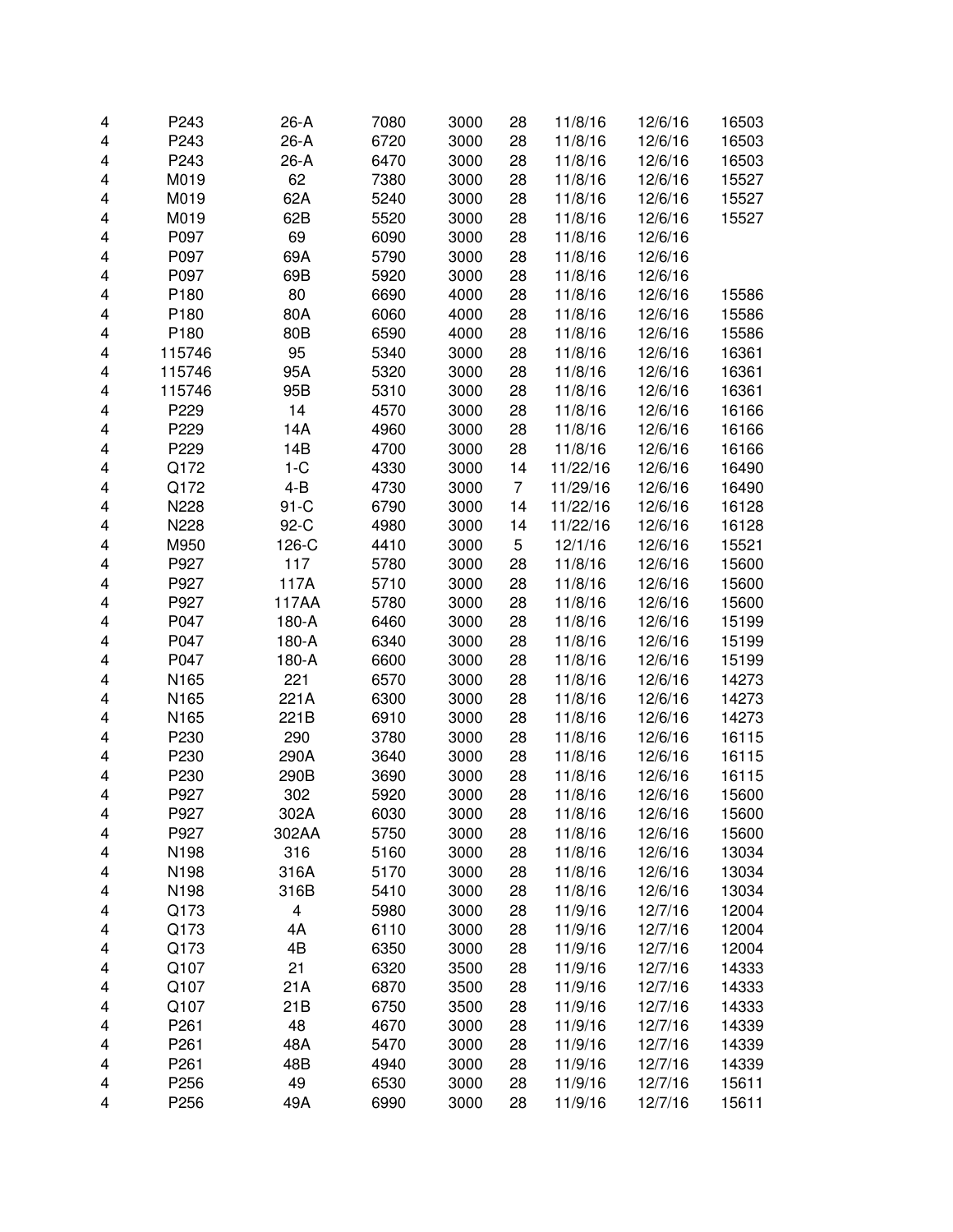| | | | | | | | | |
|---|---|---|---|---|---|---|---|---|
| 4 | P243 | 26-A | 7080 | 3000 | 28 | 11/8/16 | 12/6/16 | 16503 |
| 4 | P243 | 26-A | 6720 | 3000 | 28 | 11/8/16 | 12/6/16 | 16503 |
| 4 | P243 | 26-A | 6470 | 3000 | 28 | 11/8/16 | 12/6/16 | 16503 |
| 4 | M019 | 62 | 7380 | 3000 | 28 | 11/8/16 | 12/6/16 | 15527 |
| 4 | M019 | 62A | 5240 | 3000 | 28 | 11/8/16 | 12/6/16 | 15527 |
| 4 | M019 | 62B | 5520 | 3000 | 28 | 11/8/16 | 12/6/16 | 15527 |
| 4 | P097 | 69 | 6090 | 3000 | 28 | 11/8/16 | 12/6/16 | |
| 4 | P097 | 69A | 5790 | 3000 | 28 | 11/8/16 | 12/6/16 | |
| 4 | P097 | 69B | 5920 | 3000 | 28 | 11/8/16 | 12/6/16 | |
| 4 | P180 | 80 | 6690 | 4000 | 28 | 11/8/16 | 12/6/16 | 15586 |
| 4 | P180 | 80A | 6060 | 4000 | 28 | 11/8/16 | 12/6/16 | 15586 |
| 4 | P180 | 80B | 6590 | 4000 | 28 | 11/8/16 | 12/6/16 | 15586 |
| 4 | 115746 | 95 | 5340 | 3000 | 28 | 11/8/16 | 12/6/16 | 16361 |
| 4 | 115746 | 95A | 5320 | 3000 | 28 | 11/8/16 | 12/6/16 | 16361 |
| 4 | 115746 | 95B | 5310 | 3000 | 28 | 11/8/16 | 12/6/16 | 16361 |
| 4 | P229 | 14 | 4570 | 3000 | 28 | 11/8/16 | 12/6/16 | 16166 |
| 4 | P229 | 14A | 4960 | 3000 | 28 | 11/8/16 | 12/6/16 | 16166 |
| 4 | P229 | 14B | 4700 | 3000 | 28 | 11/8/16 | 12/6/16 | 16166 |
| 4 | Q172 | 1-C | 4330 | 3000 | 14 | 11/22/16 | 12/6/16 | 16490 |
| 4 | Q172 | 4-B | 4730 | 3000 | 7 | 11/29/16 | 12/6/16 | 16490 |
| 4 | N228 | 91-C | 6790 | 3000 | 14 | 11/22/16 | 12/6/16 | 16128 |
| 4 | N228 | 92-C | 4980 | 3000 | 14 | 11/22/16 | 12/6/16 | 16128 |
| 4 | M950 | 126-C | 4410 | 3000 | 5 | 12/1/16 | 12/6/16 | 15521 |
| 4 | P927 | 117 | 5780 | 3000 | 28 | 11/8/16 | 12/6/16 | 15600 |
| 4 | P927 | 117A | 5710 | 3000 | 28 | 11/8/16 | 12/6/16 | 15600 |
| 4 | P927 | 117AA | 5780 | 3000 | 28 | 11/8/16 | 12/6/16 | 15600 |
| 4 | P047 | 180-A | 6460 | 3000 | 28 | 11/8/16 | 12/6/16 | 15199 |
| 4 | P047 | 180-A | 6340 | 3000 | 28 | 11/8/16 | 12/6/16 | 15199 |
| 4 | P047 | 180-A | 6600 | 3000 | 28 | 11/8/16 | 12/6/16 | 15199 |
| 4 | N165 | 221 | 6570 | 3000 | 28 | 11/8/16 | 12/6/16 | 14273 |
| 4 | N165 | 221A | 6300 | 3000 | 28 | 11/8/16 | 12/6/16 | 14273 |
| 4 | N165 | 221B | 6910 | 3000 | 28 | 11/8/16 | 12/6/16 | 14273 |
| 4 | P230 | 290 | 3780 | 3000 | 28 | 11/8/16 | 12/6/16 | 16115 |
| 4 | P230 | 290A | 3640 | 3000 | 28 | 11/8/16 | 12/6/16 | 16115 |
| 4 | P230 | 290B | 3690 | 3000 | 28 | 11/8/16 | 12/6/16 | 16115 |
| 4 | P927 | 302 | 5920 | 3000 | 28 | 11/8/16 | 12/6/16 | 15600 |
| 4 | P927 | 302A | 6030 | 3000 | 28 | 11/8/16 | 12/6/16 | 15600 |
| 4 | P927 | 302AA | 5750 | 3000 | 28 | 11/8/16 | 12/6/16 | 15600 |
| 4 | N198 | 316 | 5160 | 3000 | 28 | 11/8/16 | 12/6/16 | 13034 |
| 4 | N198 | 316A | 5170 | 3000 | 28 | 11/8/16 | 12/6/16 | 13034 |
| 4 | N198 | 316B | 5410 | 3000 | 28 | 11/8/16 | 12/6/16 | 13034 |
| 4 | Q173 | 4 | 5980 | 3000 | 28 | 11/9/16 | 12/7/16 | 12004 |
| 4 | Q173 | 4A | 6110 | 3000 | 28 | 11/9/16 | 12/7/16 | 12004 |
| 4 | Q173 | 4B | 6350 | 3000 | 28 | 11/9/16 | 12/7/16 | 12004 |
| 4 | Q107 | 21 | 6320 | 3500 | 28 | 11/9/16 | 12/7/16 | 14333 |
| 4 | Q107 | 21A | 6870 | 3500 | 28 | 11/9/16 | 12/7/16 | 14333 |
| 4 | Q107 | 21B | 6750 | 3500 | 28 | 11/9/16 | 12/7/16 | 14333 |
| 4 | P261 | 48 | 4670 | 3000 | 28 | 11/9/16 | 12/7/16 | 14339 |
| 4 | P261 | 48A | 5470 | 3000 | 28 | 11/9/16 | 12/7/16 | 14339 |
| 4 | P261 | 48B | 4940 | 3000 | 28 | 11/9/16 | 12/7/16 | 14339 |
| 4 | P256 | 49 | 6530 | 3000 | 28 | 11/9/16 | 12/7/16 | 15611 |
| 4 | P256 | 49A | 6990 | 3000 | 28 | 11/9/16 | 12/7/16 | 15611 |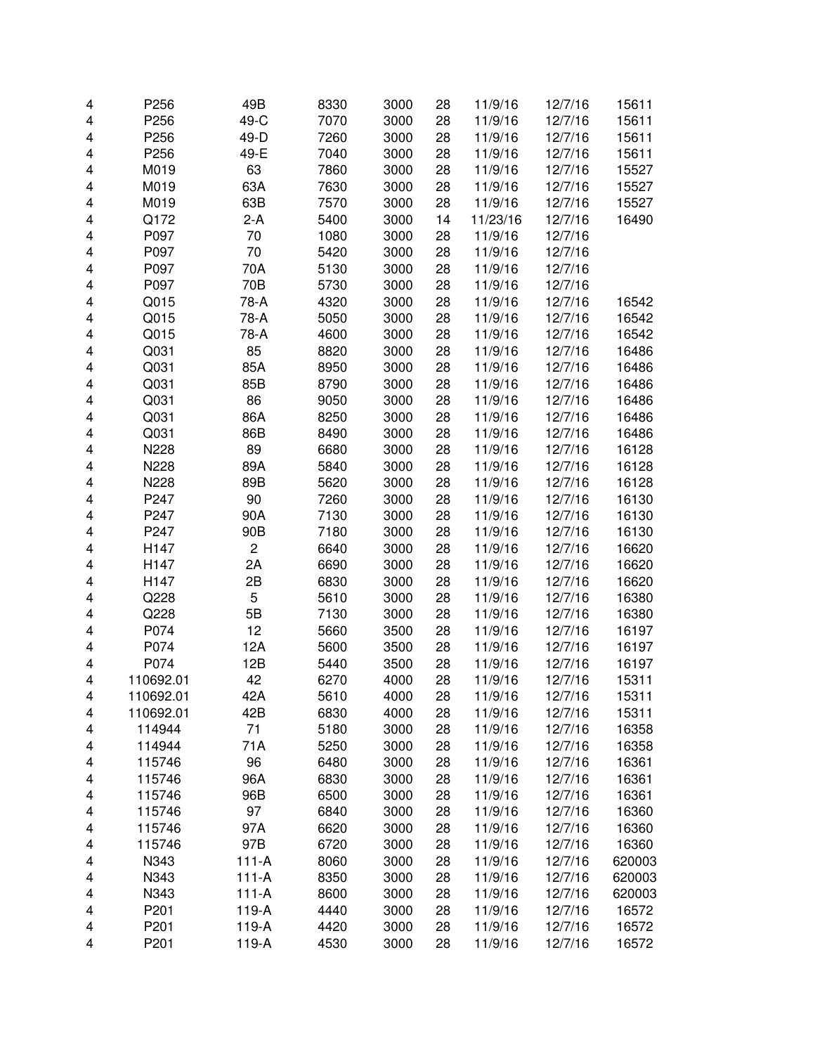| | | | | | | | | |
|---|---|---|---|---|---|---|---|---|
| 4 | P256 | 49B | 8330 | 3000 | 28 | 11/9/16 | 12/7/16 | 15611 |
| 4 | P256 | 49-C | 7070 | 3000 | 28 | 11/9/16 | 12/7/16 | 15611 |
| 4 | P256 | 49-D | 7260 | 3000 | 28 | 11/9/16 | 12/7/16 | 15611 |
| 4 | P256 | 49-E | 7040 | 3000 | 28 | 11/9/16 | 12/7/16 | 15611 |
| 4 | M019 | 63 | 7860 | 3000 | 28 | 11/9/16 | 12/7/16 | 15527 |
| 4 | M019 | 63A | 7630 | 3000 | 28 | 11/9/16 | 12/7/16 | 15527 |
| 4 | M019 | 63B | 7570 | 3000 | 28 | 11/9/16 | 12/7/16 | 15527 |
| 4 | Q172 | 2-A | 5400 | 3000 | 14 | 11/23/16 | 12/7/16 | 16490 |
| 4 | P097 | 70 | 1080 | 3000 | 28 | 11/9/16 | 12/7/16 | |
| 4 | P097 | 70 | 5420 | 3000 | 28 | 11/9/16 | 12/7/16 | |
| 4 | P097 | 70A | 5130 | 3000 | 28 | 11/9/16 | 12/7/16 | |
| 4 | P097 | 70B | 5730 | 3000 | 28 | 11/9/16 | 12/7/16 | |
| 4 | Q015 | 78-A | 4320 | 3000 | 28 | 11/9/16 | 12/7/16 | 16542 |
| 4 | Q015 | 78-A | 5050 | 3000 | 28 | 11/9/16 | 12/7/16 | 16542 |
| 4 | Q015 | 78-A | 4600 | 3000 | 28 | 11/9/16 | 12/7/16 | 16542 |
| 4 | Q031 | 85 | 8820 | 3000 | 28 | 11/9/16 | 12/7/16 | 16486 |
| 4 | Q031 | 85A | 8950 | 3000 | 28 | 11/9/16 | 12/7/16 | 16486 |
| 4 | Q031 | 85B | 8790 | 3000 | 28 | 11/9/16 | 12/7/16 | 16486 |
| 4 | Q031 | 86 | 9050 | 3000 | 28 | 11/9/16 | 12/7/16 | 16486 |
| 4 | Q031 | 86A | 8250 | 3000 | 28 | 11/9/16 | 12/7/16 | 16486 |
| 4 | Q031 | 86B | 8490 | 3000 | 28 | 11/9/16 | 12/7/16 | 16486 |
| 4 | N228 | 89 | 6680 | 3000 | 28 | 11/9/16 | 12/7/16 | 16128 |
| 4 | N228 | 89A | 5840 | 3000 | 28 | 11/9/16 | 12/7/16 | 16128 |
| 4 | N228 | 89B | 5620 | 3000 | 28 | 11/9/16 | 12/7/16 | 16128 |
| 4 | P247 | 90 | 7260 | 3000 | 28 | 11/9/16 | 12/7/16 | 16130 |
| 4 | P247 | 90A | 7130 | 3000 | 28 | 11/9/16 | 12/7/16 | 16130 |
| 4 | P247 | 90B | 7180 | 3000 | 28 | 11/9/16 | 12/7/16 | 16130 |
| 4 | H147 | 2 | 6640 | 3000 | 28 | 11/9/16 | 12/7/16 | 16620 |
| 4 | H147 | 2A | 6690 | 3000 | 28 | 11/9/16 | 12/7/16 | 16620 |
| 4 | H147 | 2B | 6830 | 3000 | 28 | 11/9/16 | 12/7/16 | 16620 |
| 4 | Q228 | 5 | 5610 | 3000 | 28 | 11/9/16 | 12/7/16 | 16380 |
| 4 | Q228 | 5B | 7130 | 3000 | 28 | 11/9/16 | 12/7/16 | 16380 |
| 4 | P074 | 12 | 5660 | 3500 | 28 | 11/9/16 | 12/7/16 | 16197 |
| 4 | P074 | 12A | 5600 | 3500 | 28 | 11/9/16 | 12/7/16 | 16197 |
| 4 | P074 | 12B | 5440 | 3500 | 28 | 11/9/16 | 12/7/16 | 16197 |
| 4 | 110692.01 | 42 | 6270 | 4000 | 28 | 11/9/16 | 12/7/16 | 15311 |
| 4 | 110692.01 | 42A | 5610 | 4000 | 28 | 11/9/16 | 12/7/16 | 15311 |
| 4 | 110692.01 | 42B | 6830 | 4000 | 28 | 11/9/16 | 12/7/16 | 15311 |
| 4 | 114944 | 71 | 5180 | 3000 | 28 | 11/9/16 | 12/7/16 | 16358 |
| 4 | 114944 | 71A | 5250 | 3000 | 28 | 11/9/16 | 12/7/16 | 16358 |
| 4 | 115746 | 96 | 6480 | 3000 | 28 | 11/9/16 | 12/7/16 | 16361 |
| 4 | 115746 | 96A | 6830 | 3000 | 28 | 11/9/16 | 12/7/16 | 16361 |
| 4 | 115746 | 96B | 6500 | 3000 | 28 | 11/9/16 | 12/7/16 | 16361 |
| 4 | 115746 | 97 | 6840 | 3000 | 28 | 11/9/16 | 12/7/16 | 16360 |
| 4 | 115746 | 97A | 6620 | 3000 | 28 | 11/9/16 | 12/7/16 | 16360 |
| 4 | 115746 | 97B | 6720 | 3000 | 28 | 11/9/16 | 12/7/16 | 16360 |
| 4 | N343 | 111-A | 8060 | 3000 | 28 | 11/9/16 | 12/7/16 | 620003 |
| 4 | N343 | 111-A | 8350 | 3000 | 28 | 11/9/16 | 12/7/16 | 620003 |
| 4 | N343 | 111-A | 8600 | 3000 | 28 | 11/9/16 | 12/7/16 | 620003 |
| 4 | P201 | 119-A | 4440 | 3000 | 28 | 11/9/16 | 12/7/16 | 16572 |
| 4 | P201 | 119-A | 4420 | 3000 | 28 | 11/9/16 | 12/7/16 | 16572 |
| 4 | P201 | 119-A | 4530 | 3000 | 28 | 11/9/16 | 12/7/16 | 16572 |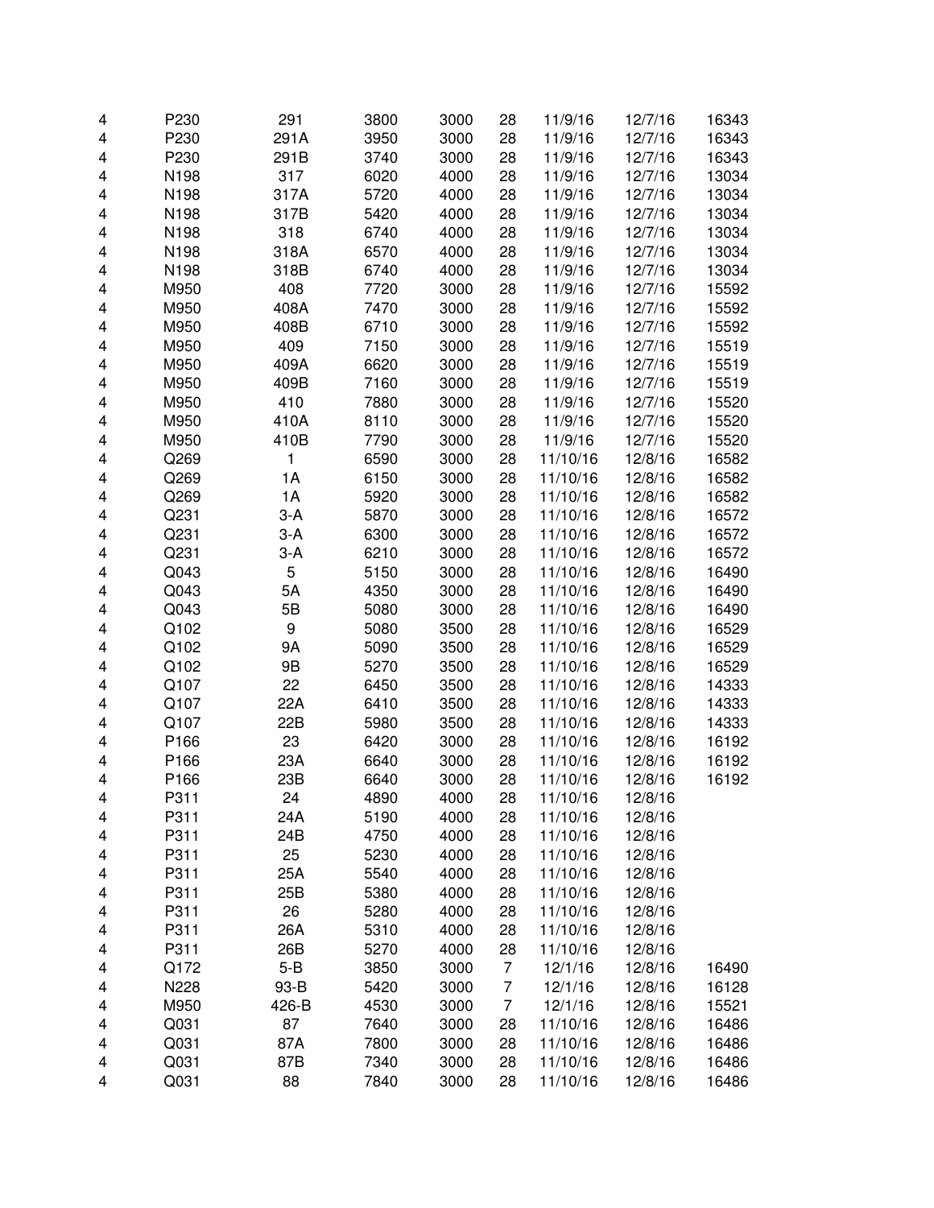| | | | | | | | | |
|---|---|---|---|---|---|---|---|---|
| 4 | P230 | 291 | 3800 | 3000 | 28 | 11/9/16 | 12/7/16 | 16343 |
| 4 | P230 | 291A | 3950 | 3000 | 28 | 11/9/16 | 12/7/16 | 16343 |
| 4 | P230 | 291B | 3740 | 3000 | 28 | 11/9/16 | 12/7/16 | 16343 |
| 4 | N198 | 317 | 6020 | 4000 | 28 | 11/9/16 | 12/7/16 | 13034 |
| 4 | N198 | 317A | 5720 | 4000 | 28 | 11/9/16 | 12/7/16 | 13034 |
| 4 | N198 | 317B | 5420 | 4000 | 28 | 11/9/16 | 12/7/16 | 13034 |
| 4 | N198 | 318 | 6740 | 4000 | 28 | 11/9/16 | 12/7/16 | 13034 |
| 4 | N198 | 318A | 6570 | 4000 | 28 | 11/9/16 | 12/7/16 | 13034 |
| 4 | N198 | 318B | 6740 | 4000 | 28 | 11/9/16 | 12/7/16 | 13034 |
| 4 | M950 | 408 | 7720 | 3000 | 28 | 11/9/16 | 12/7/16 | 15592 |
| 4 | M950 | 408A | 7470 | 3000 | 28 | 11/9/16 | 12/7/16 | 15592 |
| 4 | M950 | 408B | 6710 | 3000 | 28 | 11/9/16 | 12/7/16 | 15592 |
| 4 | M950 | 409 | 7150 | 3000 | 28 | 11/9/16 | 12/7/16 | 15519 |
| 4 | M950 | 409A | 6620 | 3000 | 28 | 11/9/16 | 12/7/16 | 15519 |
| 4 | M950 | 409B | 7160 | 3000 | 28 | 11/9/16 | 12/7/16 | 15519 |
| 4 | M950 | 410 | 7880 | 3000 | 28 | 11/9/16 | 12/7/16 | 15520 |
| 4 | M950 | 410A | 8110 | 3000 | 28 | 11/9/16 | 12/7/16 | 15520 |
| 4 | M950 | 410B | 7790 | 3000 | 28 | 11/9/16 | 12/7/16 | 15520 |
| 4 | Q269 | 1 | 6590 | 3000 | 28 | 11/10/16 | 12/8/16 | 16582 |
| 4 | Q269 | 1A | 6150 | 3000 | 28 | 11/10/16 | 12/8/16 | 16582 |
| 4 | Q269 | 1A | 5920 | 3000 | 28 | 11/10/16 | 12/8/16 | 16582 |
| 4 | Q231 | 3-A | 5870 | 3000 | 28 | 11/10/16 | 12/8/16 | 16572 |
| 4 | Q231 | 3-A | 6300 | 3000 | 28 | 11/10/16 | 12/8/16 | 16572 |
| 4 | Q231 | 3-A | 6210 | 3000 | 28 | 11/10/16 | 12/8/16 | 16572 |
| 4 | Q043 | 5 | 5150 | 3000 | 28 | 11/10/16 | 12/8/16 | 16490 |
| 4 | Q043 | 5A | 4350 | 3000 | 28 | 11/10/16 | 12/8/16 | 16490 |
| 4 | Q043 | 5B | 5080 | 3000 | 28 | 11/10/16 | 12/8/16 | 16490 |
| 4 | Q102 | 9 | 5080 | 3500 | 28 | 11/10/16 | 12/8/16 | 16529 |
| 4 | Q102 | 9A | 5090 | 3500 | 28 | 11/10/16 | 12/8/16 | 16529 |
| 4 | Q102 | 9B | 5270 | 3500 | 28 | 11/10/16 | 12/8/16 | 16529 |
| 4 | Q107 | 22 | 6450 | 3500 | 28 | 11/10/16 | 12/8/16 | 14333 |
| 4 | Q107 | 22A | 6410 | 3500 | 28 | 11/10/16 | 12/8/16 | 14333 |
| 4 | Q107 | 22B | 5980 | 3500 | 28 | 11/10/16 | 12/8/16 | 14333 |
| 4 | P166 | 23 | 6420 | 3000 | 28 | 11/10/16 | 12/8/16 | 16192 |
| 4 | P166 | 23A | 6640 | 3000 | 28 | 11/10/16 | 12/8/16 | 16192 |
| 4 | P166 | 23B | 6640 | 3000 | 28 | 11/10/16 | 12/8/16 | 16192 |
| 4 | P311 | 24 | 4890 | 4000 | 28 | 11/10/16 | 12/8/16 | |
| 4 | P311 | 24A | 5190 | 4000 | 28 | 11/10/16 | 12/8/16 | |
| 4 | P311 | 24B | 4750 | 4000 | 28 | 11/10/16 | 12/8/16 | |
| 4 | P311 | 25 | 5230 | 4000 | 28 | 11/10/16 | 12/8/16 | |
| 4 | P311 | 25A | 5540 | 4000 | 28 | 11/10/16 | 12/8/16 | |
| 4 | P311 | 25B | 5380 | 4000 | 28 | 11/10/16 | 12/8/16 | |
| 4 | P311 | 26 | 5280 | 4000 | 28 | 11/10/16 | 12/8/16 | |
| 4 | P311 | 26A | 5310 | 4000 | 28 | 11/10/16 | 12/8/16 | |
| 4 | P311 | 26B | 5270 | 4000 | 28 | 11/10/16 | 12/8/16 | |
| 4 | Q172 | 5-B | 3850 | 3000 | 7 | 12/1/16 | 12/8/16 | 16490 |
| 4 | N228 | 93-B | 5420 | 3000 | 7 | 12/1/16 | 12/8/16 | 16128 |
| 4 | M950 | 426-B | 4530 | 3000 | 7 | 12/1/16 | 12/8/16 | 15521 |
| 4 | Q031 | 87 | 7640 | 3000 | 28 | 11/10/16 | 12/8/16 | 16486 |
| 4 | Q031 | 87A | 7800 | 3000 | 28 | 11/10/16 | 12/8/16 | 16486 |
| 4 | Q031 | 87B | 7340 | 3000 | 28 | 11/10/16 | 12/8/16 | 16486 |
| 4 | Q031 | 88 | 7840 | 3000 | 28 | 11/10/16 | 12/8/16 | 16486 |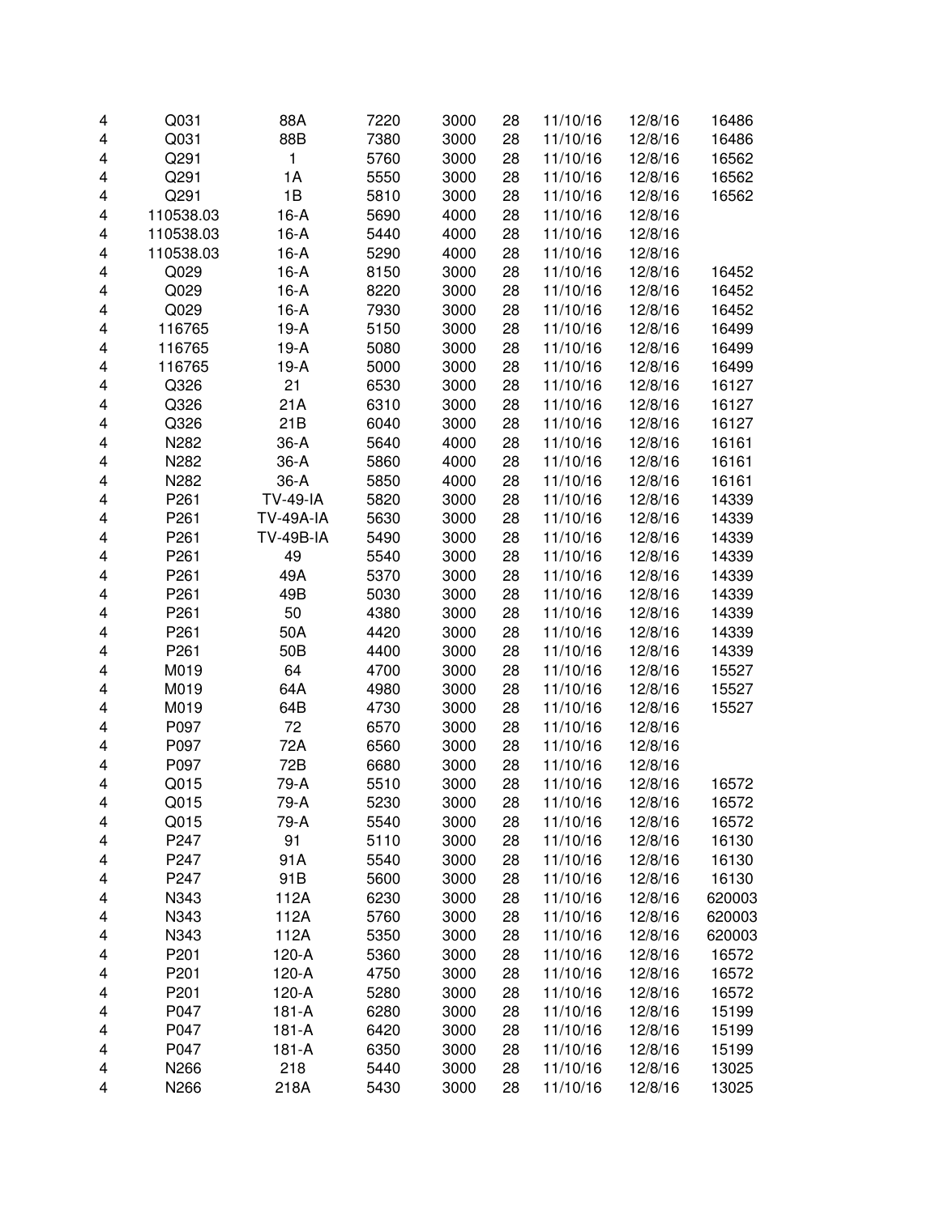| | | | | | | | | |
|---|---|---|---|---|---|---|---|---|
| 4 | Q031 | 88A | 7220 | 3000 | 28 | 11/10/16 | 12/8/16 | 16486 |
| 4 | Q031 | 88B | 7380 | 3000 | 28 | 11/10/16 | 12/8/16 | 16486 |
| 4 | Q291 | 1 | 5760 | 3000 | 28 | 11/10/16 | 12/8/16 | 16562 |
| 4 | Q291 | 1A | 5550 | 3000 | 28 | 11/10/16 | 12/8/16 | 16562 |
| 4 | Q291 | 1B | 5810 | 3000 | 28 | 11/10/16 | 12/8/16 | 16562 |
| 4 | 110538.03 | 16-A | 5690 | 4000 | 28 | 11/10/16 | 12/8/16 | |
| 4 | 110538.03 | 16-A | 5440 | 4000 | 28 | 11/10/16 | 12/8/16 | |
| 4 | 110538.03 | 16-A | 5290 | 4000 | 28 | 11/10/16 | 12/8/16 | |
| 4 | Q029 | 16-A | 8150 | 3000 | 28 | 11/10/16 | 12/8/16 | 16452 |
| 4 | Q029 | 16-A | 8220 | 3000 | 28 | 11/10/16 | 12/8/16 | 16452 |
| 4 | Q029 | 16-A | 7930 | 3000 | 28 | 11/10/16 | 12/8/16 | 16452 |
| 4 | 116765 | 19-A | 5150 | 3000 | 28 | 11/10/16 | 12/8/16 | 16499 |
| 4 | 116765 | 19-A | 5080 | 3000 | 28 | 11/10/16 | 12/8/16 | 16499 |
| 4 | 116765 | 19-A | 5000 | 3000 | 28 | 11/10/16 | 12/8/16 | 16499 |
| 4 | Q326 | 21 | 6530 | 3000 | 28 | 11/10/16 | 12/8/16 | 16127 |
| 4 | Q326 | 21A | 6310 | 3000 | 28 | 11/10/16 | 12/8/16 | 16127 |
| 4 | Q326 | 21B | 6040 | 3000 | 28 | 11/10/16 | 12/8/16 | 16127 |
| 4 | N282 | 36-A | 5640 | 4000 | 28 | 11/10/16 | 12/8/16 | 16161 |
| 4 | N282 | 36-A | 5860 | 4000 | 28 | 11/10/16 | 12/8/16 | 16161 |
| 4 | N282 | 36-A | 5850 | 4000 | 28 | 11/10/16 | 12/8/16 | 16161 |
| 4 | P261 | TV-49-IA | 5820 | 3000 | 28 | 11/10/16 | 12/8/16 | 14339 |
| 4 | P261 | TV-49A-IA | 5630 | 3000 | 28 | 11/10/16 | 12/8/16 | 14339 |
| 4 | P261 | TV-49B-IA | 5490 | 3000 | 28 | 11/10/16 | 12/8/16 | 14339 |
| 4 | P261 | 49 | 5540 | 3000 | 28 | 11/10/16 | 12/8/16 | 14339 |
| 4 | P261 | 49A | 5370 | 3000 | 28 | 11/10/16 | 12/8/16 | 14339 |
| 4 | P261 | 49B | 5030 | 3000 | 28 | 11/10/16 | 12/8/16 | 14339 |
| 4 | P261 | 50 | 4380 | 3000 | 28 | 11/10/16 | 12/8/16 | 14339 |
| 4 | P261 | 50A | 4420 | 3000 | 28 | 11/10/16 | 12/8/16 | 14339 |
| 4 | P261 | 50B | 4400 | 3000 | 28 | 11/10/16 | 12/8/16 | 14339 |
| 4 | M019 | 64 | 4700 | 3000 | 28 | 11/10/16 | 12/8/16 | 15527 |
| 4 | M019 | 64A | 4980 | 3000 | 28 | 11/10/16 | 12/8/16 | 15527 |
| 4 | M019 | 64B | 4730 | 3000 | 28 | 11/10/16 | 12/8/16 | 15527 |
| 4 | P097 | 72 | 6570 | 3000 | 28 | 11/10/16 | 12/8/16 | |
| 4 | P097 | 72A | 6560 | 3000 | 28 | 11/10/16 | 12/8/16 | |
| 4 | P097 | 72B | 6680 | 3000 | 28 | 11/10/16 | 12/8/16 | |
| 4 | Q015 | 79-A | 5510 | 3000 | 28 | 11/10/16 | 12/8/16 | 16572 |
| 4 | Q015 | 79-A | 5230 | 3000 | 28 | 11/10/16 | 12/8/16 | 16572 |
| 4 | Q015 | 79-A | 5540 | 3000 | 28 | 11/10/16 | 12/8/16 | 16572 |
| 4 | P247 | 91 | 5110 | 3000 | 28 | 11/10/16 | 12/8/16 | 16130 |
| 4 | P247 | 91A | 5540 | 3000 | 28 | 11/10/16 | 12/8/16 | 16130 |
| 4 | P247 | 91B | 5600 | 3000 | 28 | 11/10/16 | 12/8/16 | 16130 |
| 4 | N343 | 112A | 6230 | 3000 | 28 | 11/10/16 | 12/8/16 | 620003 |
| 4 | N343 | 112A | 5760 | 3000 | 28 | 11/10/16 | 12/8/16 | 620003 |
| 4 | N343 | 112A | 5350 | 3000 | 28 | 11/10/16 | 12/8/16 | 620003 |
| 4 | P201 | 120-A | 5360 | 3000 | 28 | 11/10/16 | 12/8/16 | 16572 |
| 4 | P201 | 120-A | 4750 | 3000 | 28 | 11/10/16 | 12/8/16 | 16572 |
| 4 | P201 | 120-A | 5280 | 3000 | 28 | 11/10/16 | 12/8/16 | 16572 |
| 4 | P047 | 181-A | 6280 | 3000 | 28 | 11/10/16 | 12/8/16 | 15199 |
| 4 | P047 | 181-A | 6420 | 3000 | 28 | 11/10/16 | 12/8/16 | 15199 |
| 4 | P047 | 181-A | 6350 | 3000 | 28 | 11/10/16 | 12/8/16 | 15199 |
| 4 | N266 | 218 | 5440 | 3000 | 28 | 11/10/16 | 12/8/16 | 13025 |
| 4 | N266 | 218A | 5430 | 3000 | 28 | 11/10/16 | 12/8/16 | 13025 |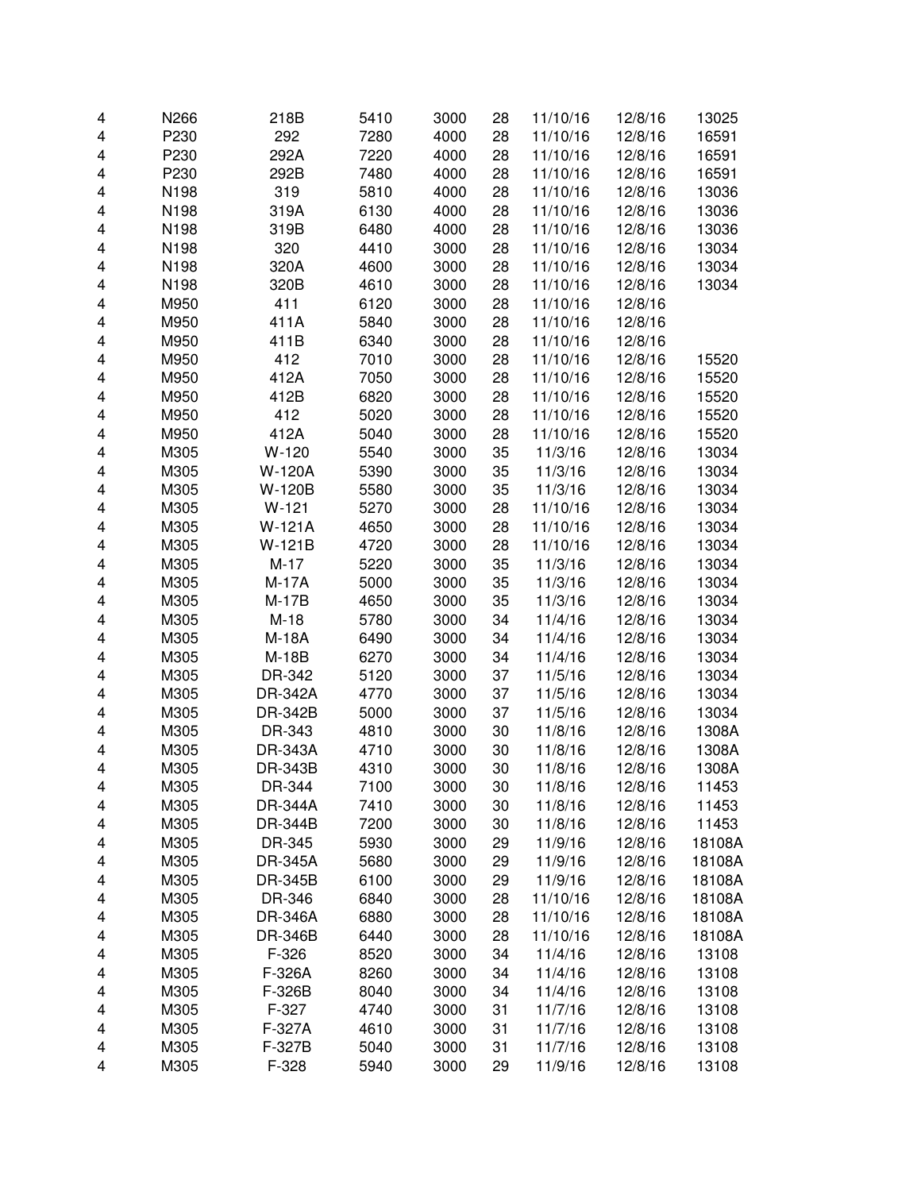| | | | | | | | | |
|---|---|---|---|---|---|---|---|---|
| 4 | N266 | 218B | 5410 | 3000 | 28 | 11/10/16 | 12/8/16 | 13025 |
| 4 | P230 | 292 | 7280 | 4000 | 28 | 11/10/16 | 12/8/16 | 16591 |
| 4 | P230 | 292A | 7220 | 4000 | 28 | 11/10/16 | 12/8/16 | 16591 |
| 4 | P230 | 292B | 7480 | 4000 | 28 | 11/10/16 | 12/8/16 | 16591 |
| 4 | N198 | 319 | 5810 | 4000 | 28 | 11/10/16 | 12/8/16 | 13036 |
| 4 | N198 | 319A | 6130 | 4000 | 28 | 11/10/16 | 12/8/16 | 13036 |
| 4 | N198 | 319B | 6480 | 4000 | 28 | 11/10/16 | 12/8/16 | 13036 |
| 4 | N198 | 320 | 4410 | 3000 | 28 | 11/10/16 | 12/8/16 | 13034 |
| 4 | N198 | 320A | 4600 | 3000 | 28 | 11/10/16 | 12/8/16 | 13034 |
| 4 | N198 | 320B | 4610 | 3000 | 28 | 11/10/16 | 12/8/16 | 13034 |
| 4 | M950 | 411 | 6120 | 3000 | 28 | 11/10/16 | 12/8/16 | |
| 4 | M950 | 411A | 5840 | 3000 | 28 | 11/10/16 | 12/8/16 | |
| 4 | M950 | 411B | 6340 | 3000 | 28 | 11/10/16 | 12/8/16 | |
| 4 | M950 | 412 | 7010 | 3000 | 28 | 11/10/16 | 12/8/16 | 15520 |
| 4 | M950 | 412A | 7050 | 3000 | 28 | 11/10/16 | 12/8/16 | 15520 |
| 4 | M950 | 412B | 6820 | 3000 | 28 | 11/10/16 | 12/8/16 | 15520 |
| 4 | M950 | 412 | 5020 | 3000 | 28 | 11/10/16 | 12/8/16 | 15520 |
| 4 | M950 | 412A | 5040 | 3000 | 28 | 11/10/16 | 12/8/16 | 15520 |
| 4 | M305 | W-120 | 5540 | 3000 | 35 | 11/3/16 | 12/8/16 | 13034 |
| 4 | M305 | W-120A | 5390 | 3000 | 35 | 11/3/16 | 12/8/16 | 13034 |
| 4 | M305 | W-120B | 5580 | 3000 | 35 | 11/3/16 | 12/8/16 | 13034 |
| 4 | M305 | W-121 | 5270 | 3000 | 28 | 11/10/16 | 12/8/16 | 13034 |
| 4 | M305 | W-121A | 4650 | 3000 | 28 | 11/10/16 | 12/8/16 | 13034 |
| 4 | M305 | W-121B | 4720 | 3000 | 28 | 11/10/16 | 12/8/16 | 13034 |
| 4 | M305 | M-17 | 5220 | 3000 | 35 | 11/3/16 | 12/8/16 | 13034 |
| 4 | M305 | M-17A | 5000 | 3000 | 35 | 11/3/16 | 12/8/16 | 13034 |
| 4 | M305 | M-17B | 4650 | 3000 | 35 | 11/3/16 | 12/8/16 | 13034 |
| 4 | M305 | M-18 | 5780 | 3000 | 34 | 11/4/16 | 12/8/16 | 13034 |
| 4 | M305 | M-18A | 6490 | 3000 | 34 | 11/4/16 | 12/8/16 | 13034 |
| 4 | M305 | M-18B | 6270 | 3000 | 34 | 11/4/16 | 12/8/16 | 13034 |
| 4 | M305 | DR-342 | 5120 | 3000 | 37 | 11/5/16 | 12/8/16 | 13034 |
| 4 | M305 | DR-342A | 4770 | 3000 | 37 | 11/5/16 | 12/8/16 | 13034 |
| 4 | M305 | DR-342B | 5000 | 3000 | 37 | 11/5/16 | 12/8/16 | 13034 |
| 4 | M305 | DR-343 | 4810 | 3000 | 30 | 11/8/16 | 12/8/16 | 1308A |
| 4 | M305 | DR-343A | 4710 | 3000 | 30 | 11/8/16 | 12/8/16 | 1308A |
| 4 | M305 | DR-343B | 4310 | 3000 | 30 | 11/8/16 | 12/8/16 | 1308A |
| 4 | M305 | DR-344 | 7100 | 3000 | 30 | 11/8/16 | 12/8/16 | 11453 |
| 4 | M305 | DR-344A | 7410 | 3000 | 30 | 11/8/16 | 12/8/16 | 11453 |
| 4 | M305 | DR-344B | 7200 | 3000 | 30 | 11/8/16 | 12/8/16 | 11453 |
| 4 | M305 | DR-345 | 5930 | 3000 | 29 | 11/9/16 | 12/8/16 | 18108A |
| 4 | M305 | DR-345A | 5680 | 3000 | 29 | 11/9/16 | 12/8/16 | 18108A |
| 4 | M305 | DR-345B | 6100 | 3000 | 29 | 11/9/16 | 12/8/16 | 18108A |
| 4 | M305 | DR-346 | 6840 | 3000 | 28 | 11/10/16 | 12/8/16 | 18108A |
| 4 | M305 | DR-346A | 6880 | 3000 | 28 | 11/10/16 | 12/8/16 | 18108A |
| 4 | M305 | DR-346B | 6440 | 3000 | 28 | 11/10/16 | 12/8/16 | 18108A |
| 4 | M305 | F-326 | 8520 | 3000 | 34 | 11/4/16 | 12/8/16 | 13108 |
| 4 | M305 | F-326A | 8260 | 3000 | 34 | 11/4/16 | 12/8/16 | 13108 |
| 4 | M305 | F-326B | 8040 | 3000 | 34 | 11/4/16 | 12/8/16 | 13108 |
| 4 | M305 | F-327 | 4740 | 3000 | 31 | 11/7/16 | 12/8/16 | 13108 |
| 4 | M305 | F-327A | 4610 | 3000 | 31 | 11/7/16 | 12/8/16 | 13108 |
| 4 | M305 | F-327B | 5040 | 3000 | 31 | 11/7/16 | 12/8/16 | 13108 |
| 4 | M305 | F-328 | 5940 | 3000 | 29 | 11/9/16 | 12/8/16 | 13108 |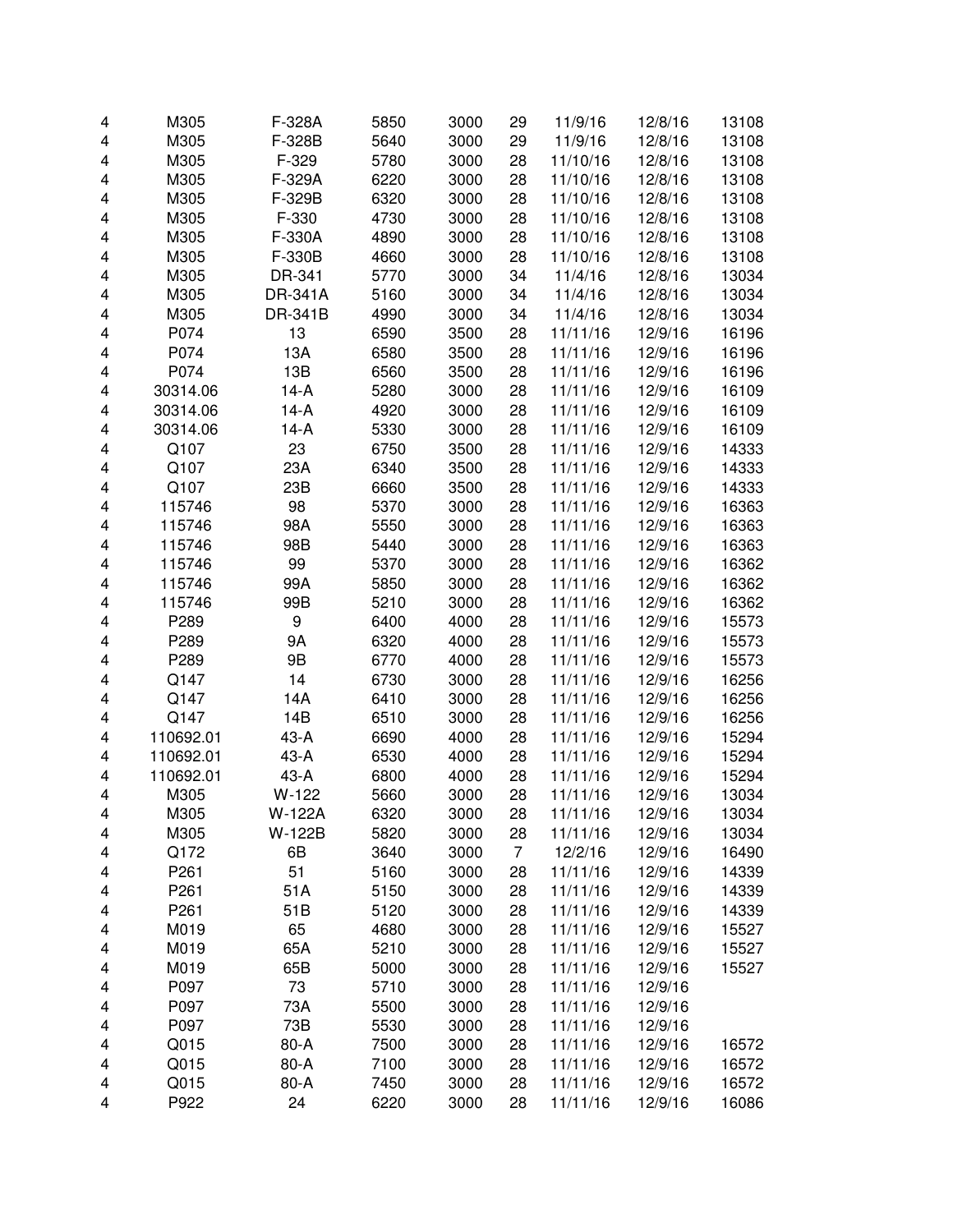| | | | | | | | | |
|---|---|---|---|---|---|---|---|---|
| 4 | M305 | F-328A | 5850 | 3000 | 29 | 11/9/16 | 12/8/16 | 13108 |
| 4 | M305 | F-328B | 5640 | 3000 | 29 | 11/9/16 | 12/8/16 | 13108 |
| 4 | M305 | F-329 | 5780 | 3000 | 28 | 11/10/16 | 12/8/16 | 13108 |
| 4 | M305 | F-329A | 6220 | 3000 | 28 | 11/10/16 | 12/8/16 | 13108 |
| 4 | M305 | F-329B | 6320 | 3000 | 28 | 11/10/16 | 12/8/16 | 13108 |
| 4 | M305 | F-330 | 4730 | 3000 | 28 | 11/10/16 | 12/8/16 | 13108 |
| 4 | M305 | F-330A | 4890 | 3000 | 28 | 11/10/16 | 12/8/16 | 13108 |
| 4 | M305 | F-330B | 4660 | 3000 | 28 | 11/10/16 | 12/8/16 | 13108 |
| 4 | M305 | DR-341 | 5770 | 3000 | 34 | 11/4/16 | 12/8/16 | 13034 |
| 4 | M305 | DR-341A | 5160 | 3000 | 34 | 11/4/16 | 12/8/16 | 13034 |
| 4 | M305 | DR-341B | 4990 | 3000 | 34 | 11/4/16 | 12/8/16 | 13034 |
| 4 | P074 | 13 | 6590 | 3500 | 28 | 11/11/16 | 12/9/16 | 16196 |
| 4 | P074 | 13A | 6580 | 3500 | 28 | 11/11/16 | 12/9/16 | 16196 |
| 4 | P074 | 13B | 6560 | 3500 | 28 | 11/11/16 | 12/9/16 | 16196 |
| 4 | 30314.06 | 14-A | 5280 | 3000 | 28 | 11/11/16 | 12/9/16 | 16109 |
| 4 | 30314.06 | 14-A | 4920 | 3000 | 28 | 11/11/16 | 12/9/16 | 16109 |
| 4 | 30314.06 | 14-A | 5330 | 3000 | 28 | 11/11/16 | 12/9/16 | 16109 |
| 4 | Q107 | 23 | 6750 | 3500 | 28 | 11/11/16 | 12/9/16 | 14333 |
| 4 | Q107 | 23A | 6340 | 3500 | 28 | 11/11/16 | 12/9/16 | 14333 |
| 4 | Q107 | 23B | 6660 | 3500 | 28 | 11/11/16 | 12/9/16 | 14333 |
| 4 | 115746 | 98 | 5370 | 3000 | 28 | 11/11/16 | 12/9/16 | 16363 |
| 4 | 115746 | 98A | 5550 | 3000 | 28 | 11/11/16 | 12/9/16 | 16363 |
| 4 | 115746 | 98B | 5440 | 3000 | 28 | 11/11/16 | 12/9/16 | 16363 |
| 4 | 115746 | 99 | 5370 | 3000 | 28 | 11/11/16 | 12/9/16 | 16362 |
| 4 | 115746 | 99A | 5850 | 3000 | 28 | 11/11/16 | 12/9/16 | 16362 |
| 4 | 115746 | 99B | 5210 | 3000 | 28 | 11/11/16 | 12/9/16 | 16362 |
| 4 | P289 | 9 | 6400 | 4000 | 28 | 11/11/16 | 12/9/16 | 15573 |
| 4 | P289 | 9A | 6320 | 4000 | 28 | 11/11/16 | 12/9/16 | 15573 |
| 4 | P289 | 9B | 6770 | 4000 | 28 | 11/11/16 | 12/9/16 | 15573 |
| 4 | Q147 | 14 | 6730 | 3000 | 28 | 11/11/16 | 12/9/16 | 16256 |
| 4 | Q147 | 14A | 6410 | 3000 | 28 | 11/11/16 | 12/9/16 | 16256 |
| 4 | Q147 | 14B | 6510 | 3000 | 28 | 11/11/16 | 12/9/16 | 16256 |
| 4 | 110692.01 | 43-A | 6690 | 4000 | 28 | 11/11/16 | 12/9/16 | 15294 |
| 4 | 110692.01 | 43-A | 6530 | 4000 | 28 | 11/11/16 | 12/9/16 | 15294 |
| 4 | 110692.01 | 43-A | 6800 | 4000 | 28 | 11/11/16 | 12/9/16 | 15294 |
| 4 | M305 | W-122 | 5660 | 3000 | 28 | 11/11/16 | 12/9/16 | 13034 |
| 4 | M305 | W-122A | 6320 | 3000 | 28 | 11/11/16 | 12/9/16 | 13034 |
| 4 | M305 | W-122B | 5820 | 3000 | 28 | 11/11/16 | 12/9/16 | 13034 |
| 4 | Q172 | 6B | 3640 | 3000 | 7 | 12/2/16 | 12/9/16 | 16490 |
| 4 | P261 | 51 | 5160 | 3000 | 28 | 11/11/16 | 12/9/16 | 14339 |
| 4 | P261 | 51A | 5150 | 3000 | 28 | 11/11/16 | 12/9/16 | 14339 |
| 4 | P261 | 51B | 5120 | 3000 | 28 | 11/11/16 | 12/9/16 | 14339 |
| 4 | M019 | 65 | 4680 | 3000 | 28 | 11/11/16 | 12/9/16 | 15527 |
| 4 | M019 | 65A | 5210 | 3000 | 28 | 11/11/16 | 12/9/16 | 15527 |
| 4 | M019 | 65B | 5000 | 3000 | 28 | 11/11/16 | 12/9/16 | 15527 |
| 4 | P097 | 73 | 5710 | 3000 | 28 | 11/11/16 | 12/9/16 | |
| 4 | P097 | 73A | 5500 | 3000 | 28 | 11/11/16 | 12/9/16 | |
| 4 | P097 | 73B | 5530 | 3000 | 28 | 11/11/16 | 12/9/16 | |
| 4 | Q015 | 80-A | 7500 | 3000 | 28 | 11/11/16 | 12/9/16 | 16572 |
| 4 | Q015 | 80-A | 7100 | 3000 | 28 | 11/11/16 | 12/9/16 | 16572 |
| 4 | Q015 | 80-A | 7450 | 3000 | 28 | 11/11/16 | 12/9/16 | 16572 |
| 4 | P922 | 24 | 6220 | 3000 | 28 | 11/11/16 | 12/9/16 | 16086 |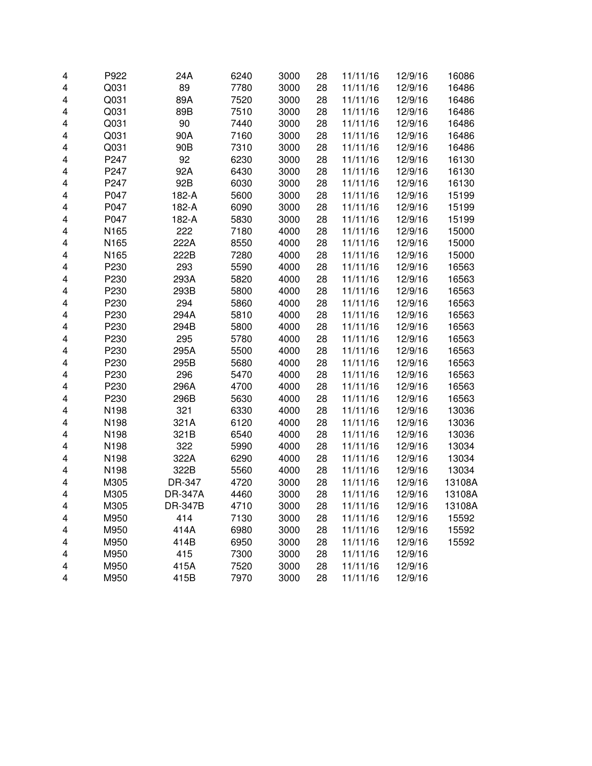| | | | | | | | | |
|---|---|---|---|---|---|---|---|---|
| 4 | P922 | 24A | 6240 | 3000 | 28 | 11/11/16 | 12/9/16 | 16086 |
| 4 | Q031 | 89 | 7780 | 3000 | 28 | 11/11/16 | 12/9/16 | 16486 |
| 4 | Q031 | 89A | 7520 | 3000 | 28 | 11/11/16 | 12/9/16 | 16486 |
| 4 | Q031 | 89B | 7510 | 3000 | 28 | 11/11/16 | 12/9/16 | 16486 |
| 4 | Q031 | 90 | 7440 | 3000 | 28 | 11/11/16 | 12/9/16 | 16486 |
| 4 | Q031 | 90A | 7160 | 3000 | 28 | 11/11/16 | 12/9/16 | 16486 |
| 4 | Q031 | 90B | 7310 | 3000 | 28 | 11/11/16 | 12/9/16 | 16486 |
| 4 | P247 | 92 | 6230 | 3000 | 28 | 11/11/16 | 12/9/16 | 16130 |
| 4 | P247 | 92A | 6430 | 3000 | 28 | 11/11/16 | 12/9/16 | 16130 |
| 4 | P247 | 92B | 6030 | 3000 | 28 | 11/11/16 | 12/9/16 | 16130 |
| 4 | P047 | 182-A | 5600 | 3000 | 28 | 11/11/16 | 12/9/16 | 15199 |
| 4 | P047 | 182-A | 6090 | 3000 | 28 | 11/11/16 | 12/9/16 | 15199 |
| 4 | P047 | 182-A | 5830 | 3000 | 28 | 11/11/16 | 12/9/16 | 15199 |
| 4 | N165 | 222 | 7180 | 4000 | 28 | 11/11/16 | 12/9/16 | 15000 |
| 4 | N165 | 222A | 8550 | 4000 | 28 | 11/11/16 | 12/9/16 | 15000 |
| 4 | N165 | 222B | 7280 | 4000 | 28 | 11/11/16 | 12/9/16 | 15000 |
| 4 | P230 | 293 | 5590 | 4000 | 28 | 11/11/16 | 12/9/16 | 16563 |
| 4 | P230 | 293A | 5820 | 4000 | 28 | 11/11/16 | 12/9/16 | 16563 |
| 4 | P230 | 293B | 5800 | 4000 | 28 | 11/11/16 | 12/9/16 | 16563 |
| 4 | P230 | 294 | 5860 | 4000 | 28 | 11/11/16 | 12/9/16 | 16563 |
| 4 | P230 | 294A | 5810 | 4000 | 28 | 11/11/16 | 12/9/16 | 16563 |
| 4 | P230 | 294B | 5800 | 4000 | 28 | 11/11/16 | 12/9/16 | 16563 |
| 4 | P230 | 295 | 5780 | 4000 | 28 | 11/11/16 | 12/9/16 | 16563 |
| 4 | P230 | 295A | 5500 | 4000 | 28 | 11/11/16 | 12/9/16 | 16563 |
| 4 | P230 | 295B | 5680 | 4000 | 28 | 11/11/16 | 12/9/16 | 16563 |
| 4 | P230 | 296 | 5470 | 4000 | 28 | 11/11/16 | 12/9/16 | 16563 |
| 4 | P230 | 296A | 4700 | 4000 | 28 | 11/11/16 | 12/9/16 | 16563 |
| 4 | P230 | 296B | 5630 | 4000 | 28 | 11/11/16 | 12/9/16 | 16563 |
| 4 | N198 | 321 | 6330 | 4000 | 28 | 11/11/16 | 12/9/16 | 13036 |
| 4 | N198 | 321A | 6120 | 4000 | 28 | 11/11/16 | 12/9/16 | 13036 |
| 4 | N198 | 321B | 6540 | 4000 | 28 | 11/11/16 | 12/9/16 | 13036 |
| 4 | N198 | 322 | 5990 | 4000 | 28 | 11/11/16 | 12/9/16 | 13034 |
| 4 | N198 | 322A | 6290 | 4000 | 28 | 11/11/16 | 12/9/16 | 13034 |
| 4 | N198 | 322B | 5560 | 4000 | 28 | 11/11/16 | 12/9/16 | 13034 |
| 4 | M305 | DR-347 | 4720 | 3000 | 28 | 11/11/16 | 12/9/16 | 13108A |
| 4 | M305 | DR-347A | 4460 | 3000 | 28 | 11/11/16 | 12/9/16 | 13108A |
| 4 | M305 | DR-347B | 4710 | 3000 | 28 | 11/11/16 | 12/9/16 | 13108A |
| 4 | M950 | 414 | 7130 | 3000 | 28 | 11/11/16 | 12/9/16 | 15592 |
| 4 | M950 | 414A | 6980 | 3000 | 28 | 11/11/16 | 12/9/16 | 15592 |
| 4 | M950 | 414B | 6950 | 3000 | 28 | 11/11/16 | 12/9/16 | 15592 |
| 4 | M950 | 415 | 7300 | 3000 | 28 | 11/11/16 | 12/9/16 | |
| 4 | M950 | 415A | 7520 | 3000 | 28 | 11/11/16 | 12/9/16 | |
| 4 | M950 | 415B | 7970 | 3000 | 28 | 11/11/16 | 12/9/16 | |